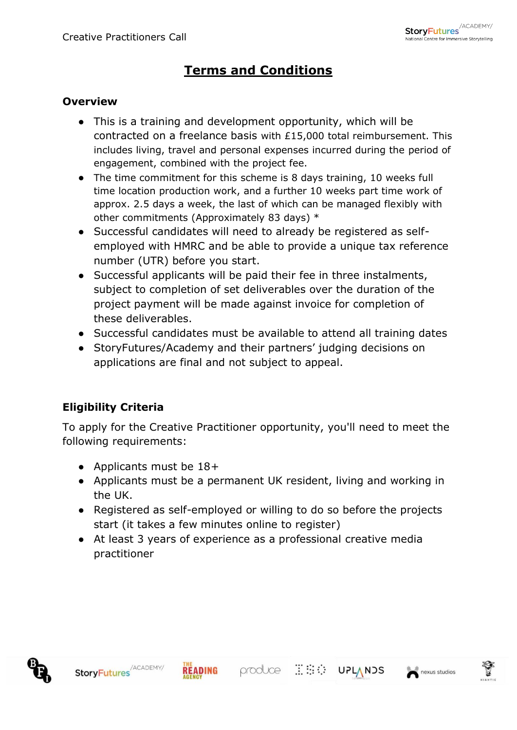# Terms and Conditions

## Overview

- This is a training and development opportunity, which will be contracted on a freelance basis with £15,000 total reimbursement. This includes living, travel and personal expenses incurred during the period of engagement, combined with the project fee.
- The time commitment for this scheme is 8 days training, 10 weeks full time location production work, and a further 10 weeks part time work of approx. 2.5 days a week, the last of which can be managed flexibly with other commitments (Approximately 83 days) *
- Successful candidates will need to already be registered as self-employed with HMRC and be able to provide a unique tax reference number (UTR) before you start.
- Successful applicants will be paid their fee in three instalments, subject to completion of set deliverables over the duration of the project payment will be made against invoice for completion of these deliverables.
- Successful candidates must be available to attend all training dates
- StoryFutures/Academy and their partners' judging decisions on applications are final and not subject to appeal.

## Eligibility Criteria

To apply for the Creative Practitioner opportunity, you'll need to meet the following requirements:

- Applicants must be 18+
- Applicants must be a permanent UK resident, living and working in the UK.
- Registered as self-employed or willing to do so before the projects start (it takes a few minutes online to register)
- At least 3 years of experience as a professional creative media practitioner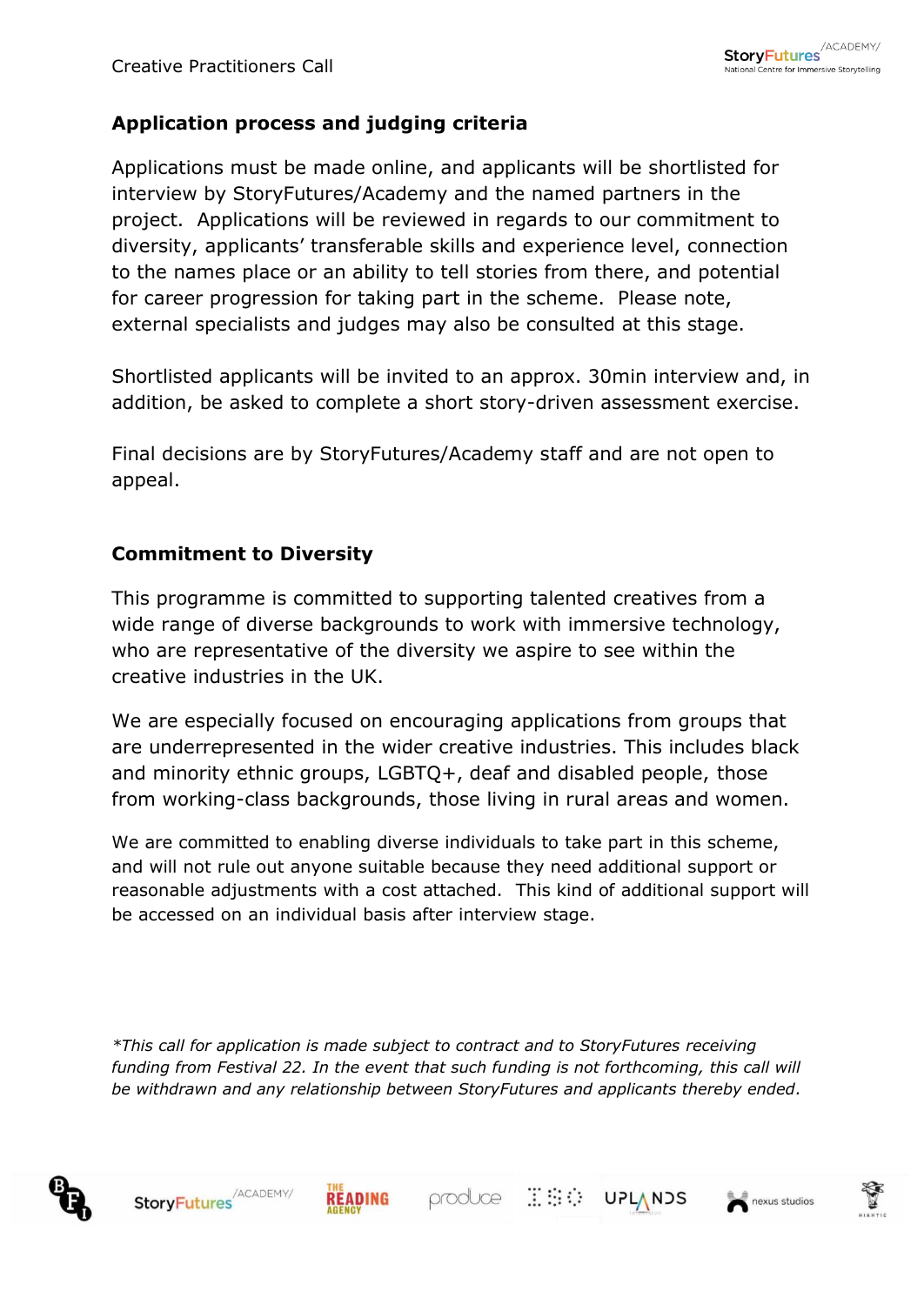## Application process and judging criteria

Applications must be made online, and applicants will be shortlisted for interview by StoryFutures/Academy and the named partners in the project. Applications will be reviewed in regards to our commitment to diversity, applicants' transferable skills and experience level, connection to the names place or an ability to tell stories from there, and potential for career progression for taking part in the scheme. Please note, external specialists and judges may also be consulted at this stage.

Shortlisted applicants will be invited to an approx. 30min interview and, in addition, be asked to complete a short story-driven assessment exercise.

Final decisions are by StoryFutures/Academy staff and are not open to appeal.

## Commitment to Diversity

This programme is committed to supporting talented creatives from a wide range of diverse backgrounds to work with immersive technology, who are representative of the diversity we aspire to see within the creative industries in the UK.

We are especially focused on encouraging applications from groups that are underrepresented in the wider creative industries. This includes black and minority ethnic groups, LGBTQ+, deaf and disabled people, those from working-class backgrounds, those living in rural areas and women.

We are committed to enabling diverse individuals to take part in this scheme, and will not rule out anyone suitable because they need additional support or reasonable adjustments with a cost attached. This kind of additional support will be accessed on an individual basis after interview stage.

*\*This call for application is made subject to contract and to StoryFutures receiving funding from Festival 22. In the event that such funding is not forthcoming, this call will be withdrawn and any relationship between StoryFutures and applicants thereby ended.*